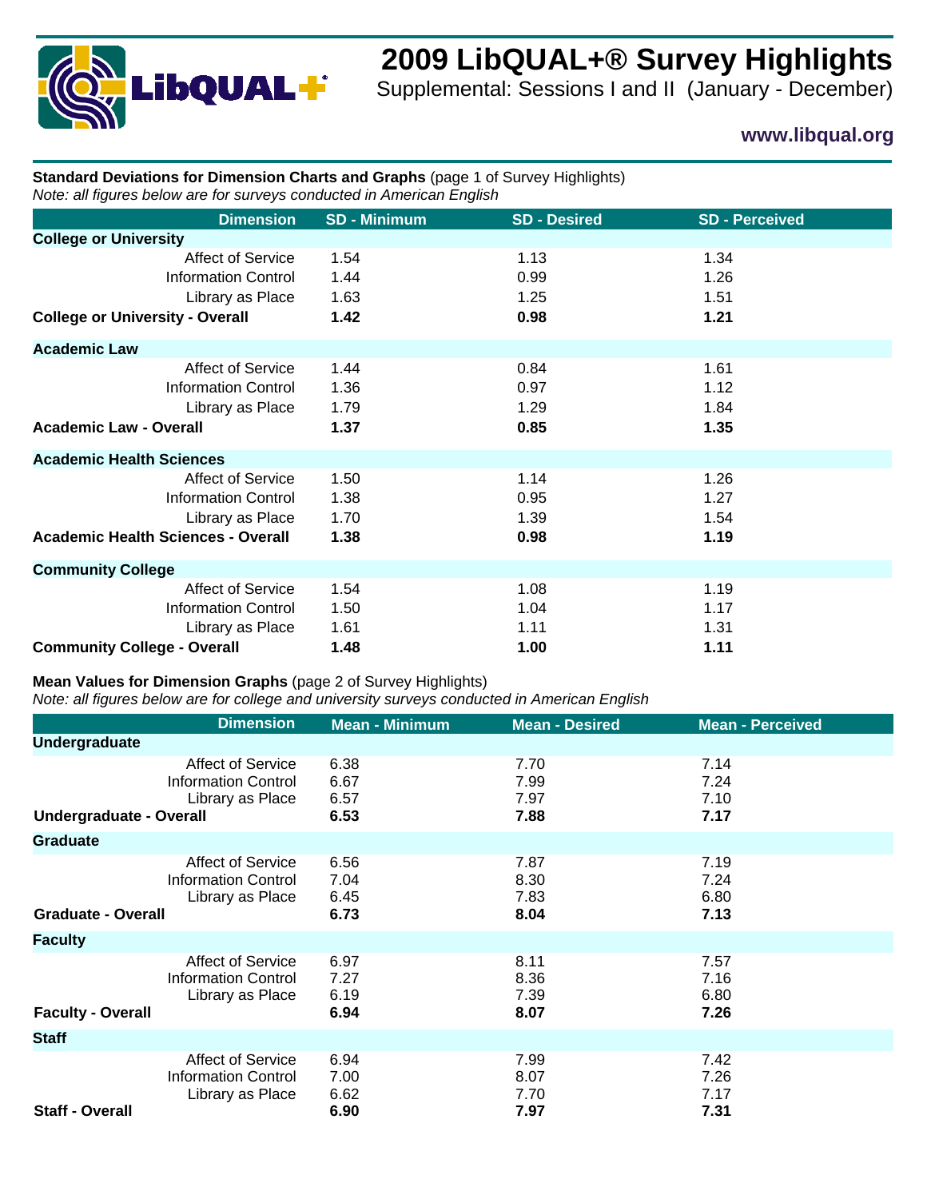# 2009 LibQUAL+® Survey Highlights

## Supplemental: Sessions I and II (January - December)

**www.libqual.org**

**Standard Deviations for Dimension Charts and Graphs** (page 1 of Survey Highlights)
*Note: all figures below are for surveys conducted in American English*

| Dimension | SD - Minimum | SD - Desired | SD - Perceived |
|---|---|---|---|
| **College or University** | | | |
| Affect of Service | 1.54 | 1.13 | 1.34 |
| Information Control | 1.44 | 0.99 | 1.26 |
| Library as Place | 1.63 | 1.25 | 1.51 |
| **College or University - Overall** | **1.42** | **0.98** | **1.21** |
| **Academic Law** | | | |
| Affect of Service | 1.44 | 0.84 | 1.61 |
| Information Control | 1.36 | 0.97 | 1.12 |
| Library as Place | 1.79 | 1.29 | 1.84 |
| **Academic Law - Overall** | **1.37** | **0.85** | **1.35** |
| **Academic Health Sciences** | | | |
| Affect of Service | 1.50 | 1.14 | 1.26 |
| Information Control | 1.38 | 0.95 | 1.27 |
| Library as Place | 1.70 | 1.39 | 1.54 |
| **Academic Health Sciences - Overall** | **1.38** | **0.98** | **1.19** |
| **Community College** | | | |
| Affect of Service | 1.54 | 1.08 | 1.19 |
| Information Control | 1.50 | 1.04 | 1.17 |
| Library as Place | 1.61 | 1.11 | 1.31 |
| **Community College - Overall** | **1.48** | **1.00** | **1.11** |

**Mean Values for Dimension Graphs** (page 2 of Survey Highlights)
*Note: all figures below are for college and university surveys conducted in American English*

| Dimension | Mean - Minimum | Mean - Desired | Mean - Perceived |
|---|---|---|---|
| **Undergraduate** | | | |
| Affect of Service | 6.38 | 7.70 | 7.14 |
| Information Control | 6.67 | 7.99 | 7.24 |
| Library as Place | 6.57 | 7.97 | 7.10 |
| **Undergraduate - Overall** | **6.53** | **7.88** | **7.17** |
| **Graduate** | | | |
| Affect of Service | 6.56 | 7.87 | 7.19 |
| Information Control | 7.04 | 8.30 | 7.24 |
| Library as Place | 6.45 | 7.83 | 6.80 |
| **Graduate - Overall** | **6.73** | **8.04** | **7.13** |
| **Faculty** | | | |
| Affect of Service | 6.97 | 8.11 | 7.57 |
| Information Control | 7.27 | 8.36 | 7.16 |
| Library as Place | 6.19 | 7.39 | 6.80 |
| **Faculty - Overall** | **6.94** | **8.07** | **7.26** |
| **Staff** | | | |
| Affect of Service | 6.94 | 7.99 | 7.42 |
| Information Control | 7.00 | 8.07 | 7.26 |
| Library as Place | 6.62 | 7.70 | 7.17 |
| **Staff - Overall** | **6.90** | **7.97** | **7.31** |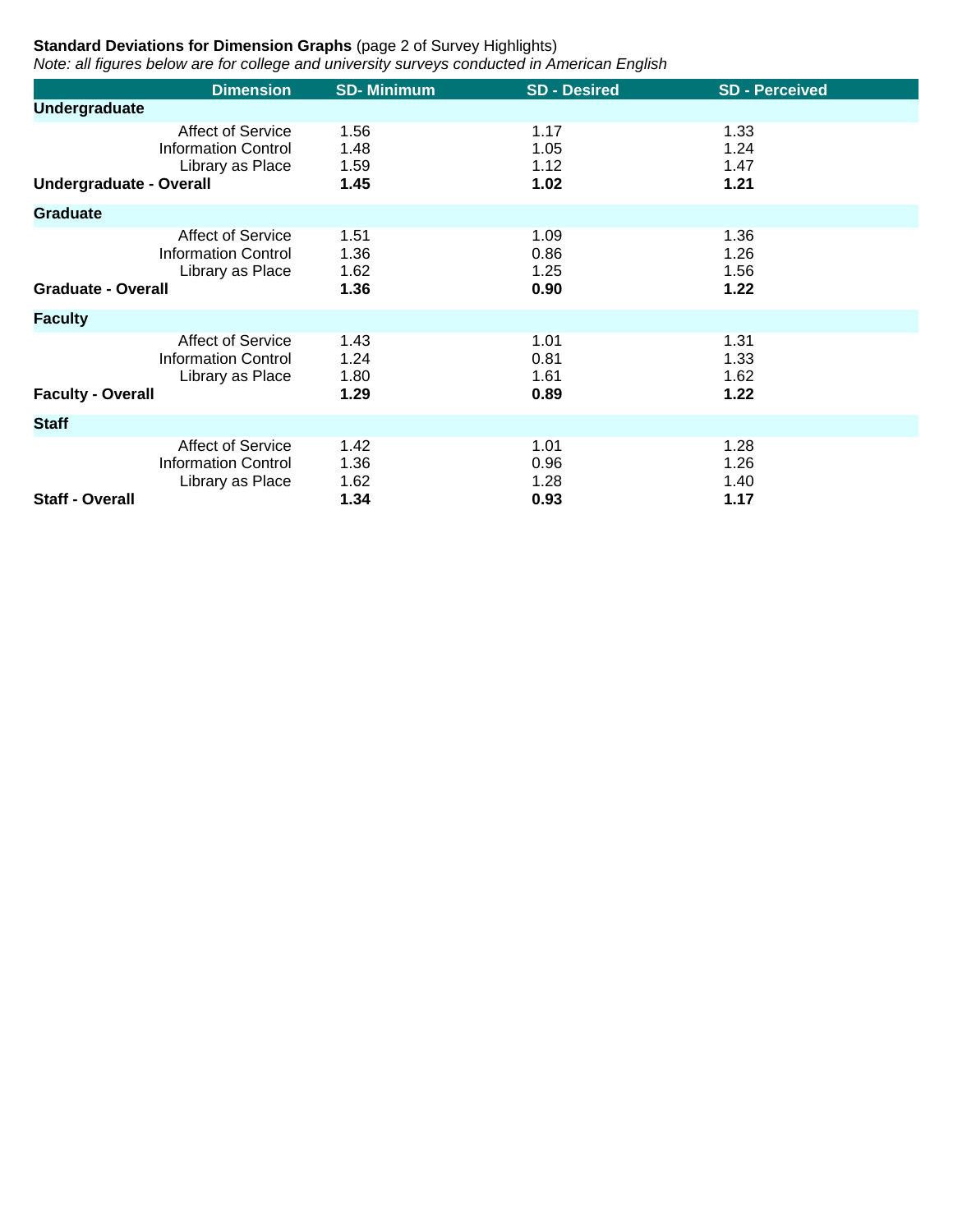**Standard Deviations for Dimension Graphs** (page 2 of Survey Highlights)

*Note: all figures below are for college and university surveys conducted in American English*

| Dimension | SD- Minimum | SD - Desired | SD - Perceived |
|---|---|---|---|
| **Undergraduate** | | | |
| Affect of Service | 1.56 | 1.17 | 1.33 |
| Information Control | 1.48 | 1.05 | 1.24 |
| Library as Place | 1.59 | 1.12 | 1.47 |
| **Undergraduate - Overall** | **1.45** | **1.02** | **1.21** |
| **Graduate** | | | |
| Affect of Service | 1.51 | 1.09 | 1.36 |
| Information Control | 1.36 | 0.86 | 1.26 |
| Library as Place | 1.62 | 1.25 | 1.56 |
| **Graduate - Overall** | **1.36** | **0.90** | **1.22** |
| **Faculty** | | | |
| Affect of Service | 1.43 | 1.01 | 1.31 |
| Information Control | 1.24 | 0.81 | 1.33 |
| Library as Place | 1.80 | 1.61 | 1.62 |
| **Faculty - Overall** | **1.29** | **0.89** | **1.22** |
| **Staff** | | | |
| Affect of Service | 1.42 | 1.01 | 1.28 |
| Information Control | 1.36 | 0.96 | 1.26 |
| Library as Place | 1.62 | 1.28 | 1.40 |
| **Staff - Overall** | **1.34** | **0.93** | **1.17** |